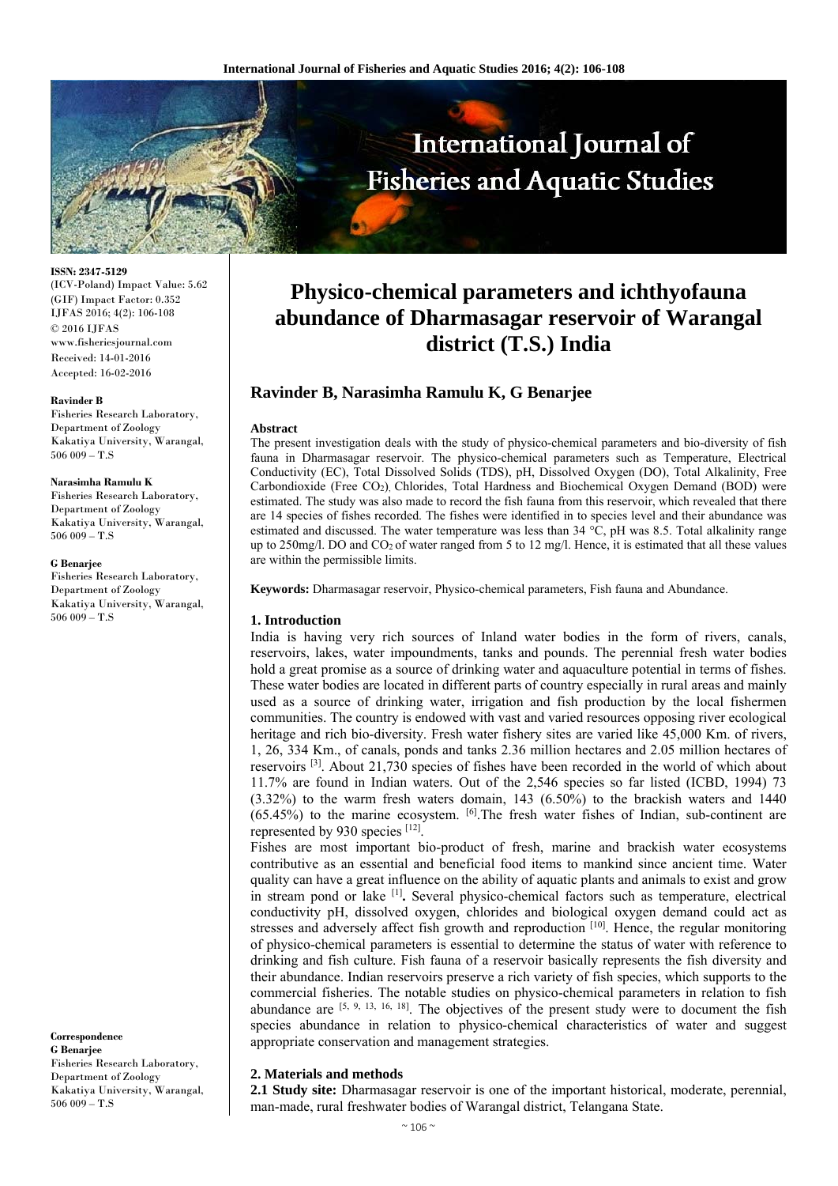ISSN: 2347-5129
(ICV-Poland) Impact Value: 5.62
(GIF) Impact Factor: 0.352
IJFAS 2016; 4(2): 106-108
© 2016 IJFAS
www.fisheriesjournal.com
Received: 14-01-2016
Accepted: 16-02-2016

**Ravinder B**
Fisheries Research Laboratory, Department of Zoology Kakatiya University, Warangal, 506 009 – T.S

**Narasimha Ramulu K**
Fisheries Research Laboratory, Department of Zoology Kakatiya University, Warangal, 506 009 – T.S

**G Benarjee**
Fisheries Research Laboratory, Department of Zoology Kakatiya University, Warangal, 506 009 – T.S

**Correspondence**
**G Benarjee**
Fisheries Research Laboratory, Department of Zoology Kakatiya University, Warangal, 506 009 – T.S

# Physico-chemical parameters and ichthyofauna abundance of Dharmasagar reservoir of Warangal district (T.S.) India

## Ravinder B, Narasimha Ramulu K, G Benarjee

**Abstract**

The present investigation deals with the study of physico-chemical parameters and bio-diversity of fish fauna in Dharmasagar reservoir. The physico-chemical parameters such as Temperature, Electrical Conductivity (EC), Total Dissolved Solids (TDS), pH, Dissolved Oxygen (DO), Total Alkalinity, Free Carbondioxide (Free $CO_2$), Chlorides, Total Hardness and Biochemical Oxygen Demand (BOD) were estimated. The study was also made to record the fish fauna from this reservoir, which revealed that there are 14 species of fishes recorded. The fishes were identified in to species level and their abundance was estimated and discussed. The water temperature was less than 34 °C, pH was 8.5. Total alkalinity range up to 250mg/l. DO and $CO_2$ of water ranged from 5 to 12 mg/l. Hence, it is estimated that all these values are within the permissible limits.

**Keywords:** Dharmasagar reservoir, Physico-chemical parameters, Fish fauna and Abundance.

## 1. Introduction

India is having very rich sources of Inland water bodies in the form of rivers, canals, reservoirs, lakes, water impoundments, tanks and pounds. The perennial fresh water bodies hold a great promise as a source of drinking water and aquaculture potential in terms of fishes. These water bodies are located in different parts of country especially in rural areas and mainly used as a source of drinking water, irrigation and fish production by the local fishermen communities. The country is endowed with vast and varied resources opposing river ecological heritage and rich bio-diversity. Fresh water fishery sites are varied like 45,000 Km. of rivers, 1, 26, 334 Km., of canals, ponds and tanks 2.36 million hectares and 2.05 million hectares of reservoirs [3]. About 21,730 species of fishes have been recorded in the world of which about 11.7% are found in Indian waters. Out of the 2,546 species so far listed (ICBD, 1994) 73 (3.32%) to the warm fresh waters domain, 143 (6.50%) to the brackish waters and 1440 (65.45%) to the marine ecosystem. [6].The fresh water fishes of Indian, sub-continent are represented by 930 species [12].

Fishes are most important bio-product of fresh, marine and brackish water ecosystems contributive as an essential and beneficial food items to mankind since ancient time. Water quality can have a great influence on the ability of aquatic plants and animals to exist and grow in stream pond or lake [1]**.** Several physico-chemical factors such as temperature, electrical conductivity pH, dissolved oxygen, chlorides and biological oxygen demand could act as stresses and adversely affect fish growth and reproduction [10]. Hence, the regular monitoring of physico-chemical parameters is essential to determine the status of water with reference to drinking and fish culture. Fish fauna of a reservoir basically represents the fish diversity and their abundance. Indian reservoirs preserve a rich variety of fish species, which supports to the commercial fisheries. The notable studies on physico-chemical parameters in relation to fish abundance are [5, 9, 13, 16, 18]. The objectives of the present study were to document the fish species abundance in relation to physico-chemical characteristics of water and suggest appropriate conservation and management strategies.

## 2. Materials and methods

**2.1 Study site:** Dharmasagar reservoir is one of the important historical, moderate, perennial, man-made, rural freshwater bodies of Warangal district, Telangana State.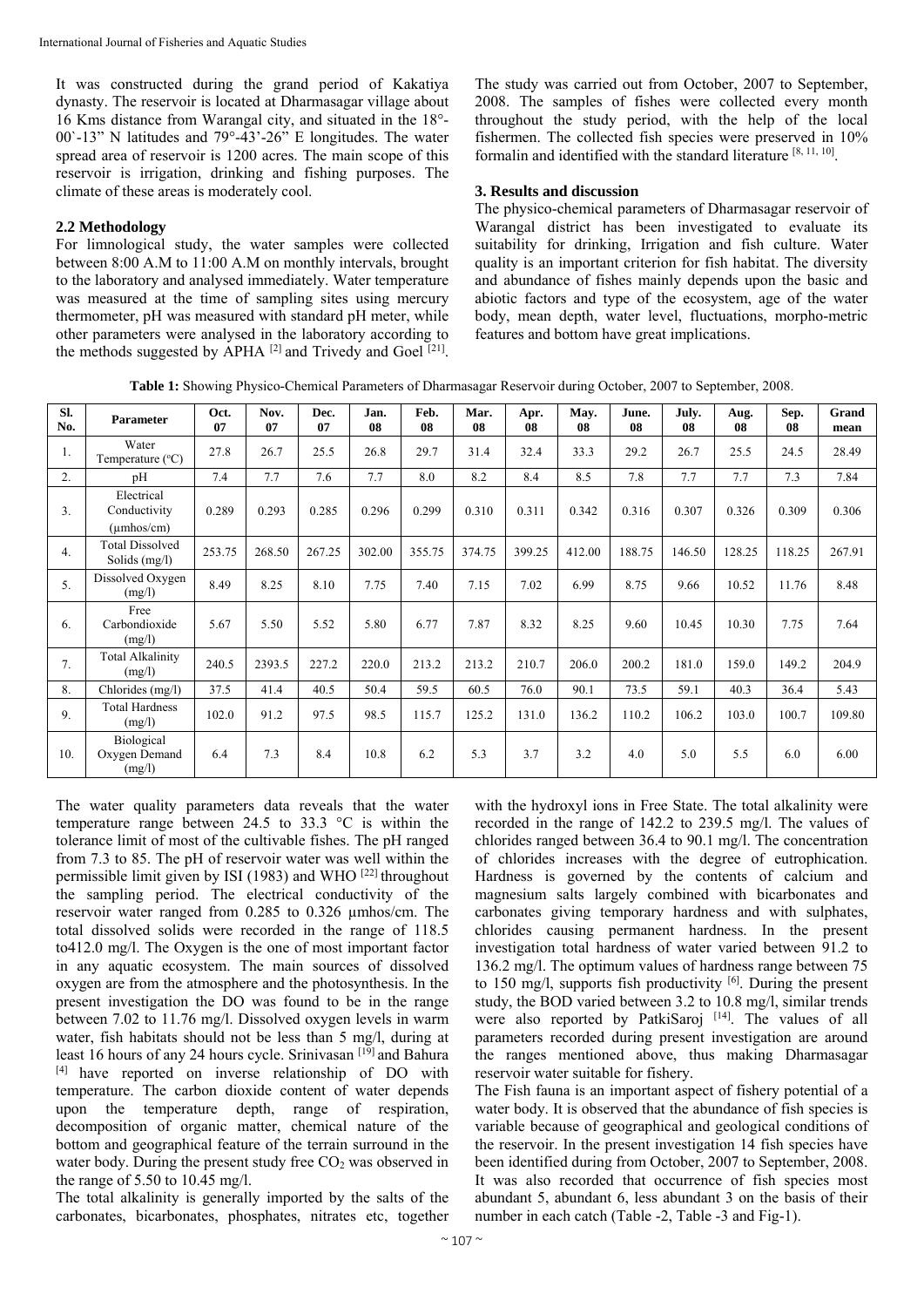It was constructed during the grand period of Kakatiya dynasty. The reservoir is located at Dharmasagar village about 16 Kms distance from Warangal city, and situated in the 18°-00`-13" N latitudes and 79°-43'-26" E longitudes. The water spread area of reservoir is 1200 acres. The main scope of this reservoir is irrigation, drinking and fishing purposes. The climate of these areas is moderately cool.

### 2.2 Methodology

For limnological study, the water samples were collected between 8:00 A.M to 11:00 A.M on monthly intervals, brought to the laboratory and analysed immediately. Water temperature was measured at the time of sampling sites using mercury thermometer, pH was measured with standard pH meter, while other parameters were analysed in the laboratory according to the methods suggested by APHA [2] and Trivedy and Goel [21].

The study was carried out from October, 2007 to September, 2008. The samples of fishes were collected every month throughout the study period, with the help of the local fishermen. The collected fish species were preserved in 10% formalin and identified with the standard literature [8, 11, 10].

## 3. Results and discussion

The physico-chemical parameters of Dharmasagar reservoir of Warangal district has been investigated to evaluate its suitability for drinking, Irrigation and fish culture. Water quality is an important criterion for fish habitat. The diversity and abundance of fishes mainly depends upon the basic and abiotic factors and type of the ecosystem, age of the water body, mean depth, water level, fluctuations, morpho-metric features and bottom have great implications.

**Table 1:** Showing Physico-Chemical Parameters of Dharmasagar Reservoir during October, 2007 to September, 2008.

| Sl. No. | Parameter | Oct. 07 | Nov. 07 | Dec. 07 | Jan. 08 | Feb. 08 | Mar. 08 | Apr. 08 | May. 08 | June. 08 | July. 08 | Aug. 08 | Sep. 08 | Grand mean |
|---|---|---|---|---|---|---|---|---|---|---|---|---|---|---|
| 1. | Water Temperature (°C) | 27.8 | 26.7 | 25.5 | 26.8 | 29.7 | 31.4 | 32.4 | 33.3 | 29.2 | 26.7 | 25.5 | 24.5 | 28.49 |
| 2. | pH | 7.4 | 7.7 | 7.6 | 7.7 | 8.0 | 8.2 | 8.4 | 8.5 | 7.8 | 7.7 | 7.7 | 7.3 | 7.84 |
| 3. | Electrical Conductivity (μmhos/cm) | 0.289 | 0.293 | 0.285 | 0.296 | 0.299 | 0.310 | 0.311 | 0.342 | 0.316 | 0.307 | 0.326 | 0.309 | 0.306 |
| 4. | Total Dissolved Solids (mg/l) | 253.75 | 268.50 | 267.25 | 302.00 | 355.75 | 374.75 | 399.25 | 412.00 | 188.75 | 146.50 | 128.25 | 118.25 | 267.91 |
| 5. | Dissolved Oxygen (mg/l) | 8.49 | 8.25 | 8.10 | 7.75 | 7.40 | 7.15 | 7.02 | 6.99 | 8.75 | 9.66 | 10.52 | 11.76 | 8.48 |
| 6. | Free Carbondioxide (mg/l) | 5.67 | 5.50 | 5.52 | 5.80 | 6.77 | 7.87 | 8.32 | 8.25 | 9.60 | 10.45 | 10.30 | 7.75 | 7.64 |
| 7. | Total Alkalinity (mg/l) | 240.5 | 2393.5 | 227.2 | 220.0 | 213.2 | 213.2 | 210.7 | 206.0 | 200.2 | 181.0 | 159.0 | 149.2 | 204.9 |
| 8. | Chlorides (mg/l) | 37.5 | 41.4 | 40.5 | 50.4 | 59.5 | 60.5 | 76.0 | 90.1 | 73.5 | 59.1 | 40.3 | 36.4 | 5.43 |
| 9. | Total Hardness (mg/l) | 102.0 | 91.2 | 97.5 | 98.5 | 115.7 | 125.2 | 131.0 | 136.2 | 110.2 | 106.2 | 103.0 | 100.7 | 109.80 |
| 10. | Biological Oxygen Demand (mg/l) | 6.4 | 7.3 | 8.4 | 10.8 | 6.2 | 5.3 | 3.7 | 3.2 | 4.0 | 5.0 | 5.5 | 6.0 | 6.00 |

The water quality parameters data reveals that the water temperature range between 24.5 to 33.3 °C is within the tolerance limit of most of the cultivable fishes. The pH ranged from 7.3 to 85. The pH of reservoir water was well within the permissible limit given by ISI (1983) and WHO [22] throughout the sampling period. The electrical conductivity of the reservoir water ranged from 0.285 to 0.326 µmhos/cm. The total dissolved solids were recorded in the range of 118.5 to412.0 mg/l. The Oxygen is the one of most important factor in any aquatic ecosystem. The main sources of dissolved oxygen are from the atmosphere and the photosynthesis. In the present investigation the DO was found to be in the range between 7.02 to 11.76 mg/l. Dissolved oxygen levels in warm water, fish habitats should not be less than 5 mg/l, during at least 16 hours of any 24 hours cycle. Srinivasan [19] and Bahura [4] have reported on inverse relationship of DO with temperature. The carbon dioxide content of water depends upon the temperature depth, range of respiration, decomposition of organic matter, chemical nature of the bottom and geographical feature of the terrain surround in the water body. During the present study free $CO_2$ was observed in the range of 5.50 to 10.45 mg/l.

The total alkalinity is generally imported by the salts of the carbonates, bicarbonates, phosphates, nitrates etc, together with the hydroxyl ions in Free State. The total alkalinity were recorded in the range of 142.2 to 239.5 mg/l. The values of chlorides ranged between 36.4 to 90.1 mg/l. The concentration of chlorides increases with the degree of eutrophication. Hardness is governed by the contents of calcium and magnesium salts largely combined with bicarbonates and carbonates giving temporary hardness and with sulphates, chlorides causing permanent hardness. In the present investigation total hardness of water varied between 91.2 to 136.2 mg/l. The optimum values of hardness range between 75 to 150 mg/l, supports fish productivity [6]. During the present study, the BOD varied between 3.2 to 10.8 mg/l, similar trends were also reported by PatkiSaroj [14]. The values of all parameters recorded during present investigation are around the ranges mentioned above, thus making Dharmasagar reservoir water suitable for fishery.

The Fish fauna is an important aspect of fishery potential of a water body. It is observed that the abundance of fish species is variable because of geographical and geological conditions of the reservoir. In the present investigation 14 fish species have been identified during from October, 2007 to September, 2008. It was also recorded that occurrence of fish species most abundant 5, abundant 6, less abundant 3 on the basis of their number in each catch (Table -2, Table -3 and Fig-1).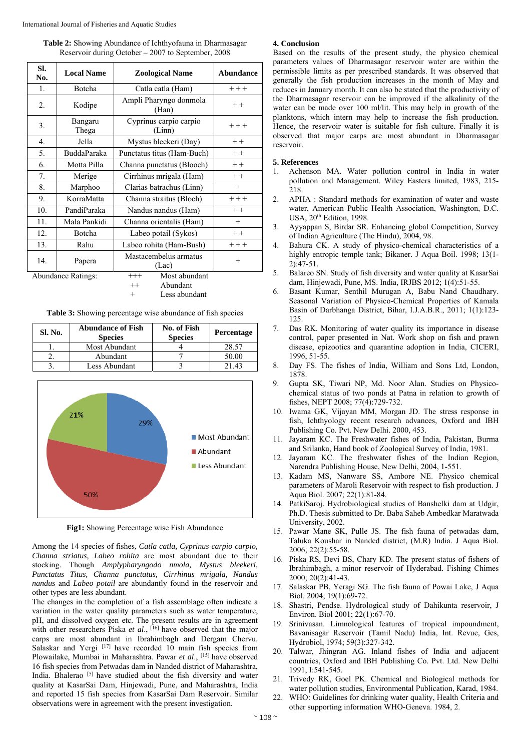**Table 2:** Showing Abundance of Ichthyofauna in Dharmasagar Reservoir during October – 2007 to September, 2008

| Sl. No. | Local Name | Zoological Name | Abundance |
|---|---|---|---|
| 1. | Botcha | Catla catla (Ham) | + + + |
| 2. | Kodipe | Ampli Pharyngo donmola (Han) | + + |
| 3. | Bangaru Thega | Cyprinus carpio carpio (Linn) | + + + |
| 4. | Jella | Mystus bleekeri (Day) | + + |
| 5. | BuddaParaka | Punctatus titus (Ham-Buch) | + + |
| 6. | Motta Pilla | Channa punctatus (Blooch) | + + |
| 7. | Merige | Cirrhinus mrigala (Ham) | + + |
| 8. | Marphoo | Clarias batrachus (Linn) | + |
| 9. | KorraMatta | Channa straitus (Bloch) | + + + |
| 10. | PandiParaka | Nandus nandus (Ham) | + + |
| 11. | Mala Pankidi | Channa orientalis (Ham) | + |
| 12. | Botcha | Labeo potail (Sykos) | + + |
| 13. | Rahu | Labeo rohita (Ham-Bush) | + + + |
| 14. | Papera | Mastacembelus armatus (Lac) | + |

Abundance Ratings: +++ Most abundant
++ Abundant
\+ Less abundant

**Table 3:** Showing percentage wise abundance of fish species

| Sl. No. | Abundance of Fish Species | No. of Fish Species | Percentage |
|---|---|---|---|
| 1. | Most Abundant | 4 | 28.57 |
| 2. | Abundant | 7 | 50.00 |
| 3. | Less Abundant | 3 | 21.43 |

21%
29%
50%
Most Abundant
Abundant
Less Abundant

**Fig1:** Showing Percentage wise Fish Abundance

Among the 14 species of fishes, *Catla catla, Cyprinus carpio carpio, Channa striatus, Labeo rohita* are most abundant due to their stocking. Though *Amplypharyngodo nmola, Mystus bleekeri, Punctatus Titus, Channa punctatus, Cirrhinus mrigala, Nandus nandus* and *Labeo potail* are abundantly found in the reservoir and other types are less abundant.

The changes in the completion of a fish assemblage often indicate a variation in the water quality parameters such as water temperature, pH, and dissolved oxygen etc. The present results are in agreement with other researchers Piska *et al*., [16] have observed that the major carps are most abundant in Ibrahimbagh and Dergam Chervu. Salaskar and Yergi [17] have recorded 10 main fish species from Plowailake, Mumbai in Maharashtra. Pawar *et al*., [15] have observed 16 fish species from Petwadas dam in Nanded district of Maharashtra, India. Bhalerao [5] have studied about the fish diversity and water quality at KasarSai Dam, Hinjewadi, Pune, and Maharashtra, India and reported 15 fish species from KasarSai Dam Reservoir. Similar observations were in agreement with the present investigation.

## 4. Conclusion

Based on the results of the present study, the physico chemical parameters values of Dharmasagar reservoir water are within the permissible limits as per prescribed standards. It was observed that generally the fish production increases in the month of May and reduces in January month. It can also be stated that the productivity of the Dharmasagar reservoir can be improved if the alkalinity of the water can be made over 100 ml/lit. This may help in growth of the planktons, which intern may help to increase the fish production. Hence, the reservoir water is suitable for fish culture. Finally it is observed that major carps are most abundant in Dharmasagar reservoir.

## 5. References

1. Achenson MA. Water pollution control in India in water pollution and Management. Wiley Easters limited, 1983, 215-218.
2. APHA : Standard methods for examination of water and waste water, American Public Health Association, Washington, D.C. USA, 20th Edition, 1998.
3. Ayyappan S, Birdar SR. Enhancing global Competition, Survey of Indian Agriculture (The Hindu), 2004, 98.
4. Bahura CK. A study of physico-chemical characteristics of a highly entropic temple tank; Bikaner. J Aqua Boil. 1998; 13(1-2):47-51.
5. Balareo SN. Study of fish diversity and water quality at KasarSai dam, Hinjewadi, Pune, MS. India, IRJBS 2012; 1(4):51-55.
6. Basant Kumar, Senthil Murugan A, Babu Nand Chaudhary. Seasonal Variation of Physico-Chemical Properties of Kamala Basin of Darbhanga District, Bihar, I.J.A.B.R., 2011; 1(1):123-125.
7. Das RK. Monitoring of water quality its importance in disease control, paper presented in Nat. Work shop on fish and prawn disease, epizootics and quarantine adoption in India, CICERI, 1996, 51-55.
8. Day FS. The fishes of India, William and Sons Ltd, London, 1878.
9. Gupta SK, Tiwari NP, Md. Noor Alan. Studies on Physico-chemical status of two ponds at Patna in relation to growth of fishes, NEPT 2008; 77(4):729-732.
10. Iwama GK, Vijayan MM, Morgan JD. The stress response in fish, Ichthyology recent research advances, Oxford and IBH Publishing Co. Pvt. Ltd. New Delhi. 2000, 453.
11. Jayaram KC. The Freshwater fishes of India, Pakistan, Burma and Srilanka, Hand book of Zoological Survey of India, 1981.
12. Jayaram KC. The freshwater fishes of the Indian Region, Narendra Publishing House, New Delhi, 2004, 1-551.
13. Kadam MS, Nanware SS, Ambore NE. Physico chemical parameters of Maroli Reservoir with respect to fish production. J Aqua Biol. 2007; 22(1):81-84.
14. PatkiSaroj. Hydrobiological studies of Banshelki dam at Udgir, Ph.D. Thesis submitted to Dr. Baba Saheb Ambedkar Maratwada University, 2002.
15. Pawar Mane SK, Pulle JS. The fish fauna of petwadas dam, Taluka Koushar in Nanded district, (M.R) India. J Aqua Biol. 2006; 22(2):55-58.
16. Piska RS, Devi BS, Chary KD. The present status of fishers of Ibrahimbagh, a minor reservoir of Hyderabad. Fishing Chimes 2000; 20(2):41-43.
17. Salaskar PB, Yeragi SG. The fish fauna of Powai Lake, J Aqua Biol. 2004; 19(1):69-72.
18. Shastri, Pendse. Hydrological study of Dahikunta reservoir, J Environ. Biol 2001; 22(1):67-70.
19. Srinivasan. Limnological features of tropical impoundment, Bavanisagar Reservoir (Tamil Nadu) India, Int. Revue, Ges, Hydrobiol, 1974; 59(3):327-342.
20. Talwar, Jhingran AG. Inland fishes of India and adjacent countries, Oxford and IBH Publishing Co. Pvt. Ltd. New Delhi 1991, I:541-545.
21. Trivedy RK, Goel PK. Chemical and Biological methods for water pollution studies, Environmental Publication, Karad, 1984.
22. WHO: Guidelines for drinking water quality, Health Criteria and other supporting information WHO-Geneva. 1984, 2.